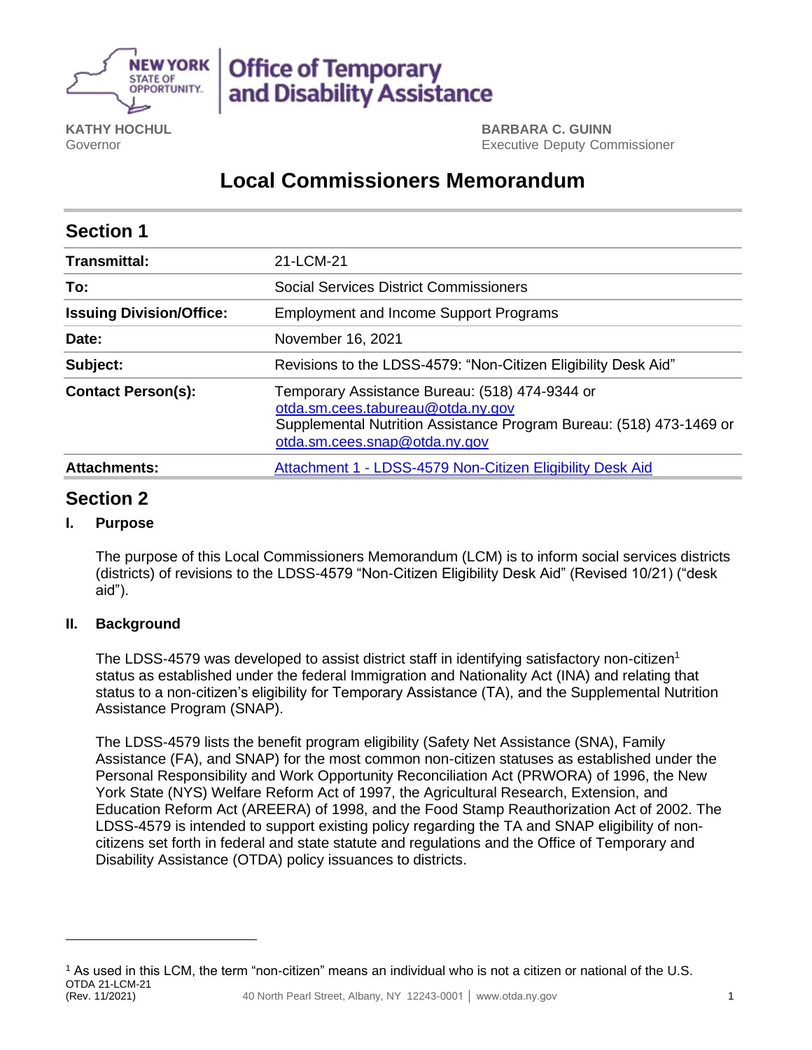**KATHY HOCHUL**
Governor

**BARBARA C. GUINN**
Executive Deputy Commissioner

# Local Commissioners Memorandum

## Section 1

| | |
|---|---|
| **Transmittal:** | 21-LCM-21 |
| **To:** | Social Services District Commissioners |
| **Issuing Division/Office:** | Employment and Income Support Programs |
| **Date:** | November 16, 2021 |
| **Subject:** | Revisions to the LDSS-4579: "Non-Citizen Eligibility Desk Aid" |
| **Contact Person(s):** | Temporary Assistance Bureau: (518) 474-9344 or otda.sm.cees.tabureau@otda.ny.gov Supplemental Nutrition Assistance Program Bureau: (518) 473-1469 or otda.sm.cees.snap@otda.ny.gov |
| **Attachments:** | Attachment 1 - LDSS-4579 Non-Citizen Eligibility Desk Aid |

## Section 2

### I. Purpose

The purpose of this Local Commissioners Memorandum (LCM) is to inform social services districts (districts) of revisions to the LDSS-4579 "Non-Citizen Eligibility Desk Aid" (Revised 10/21) ("desk aid").

### II. Background

The LDSS-4579 was developed to assist district staff in identifying satisfactory non-citizen[1] status as established under the federal Immigration and Nationality Act (INA) and relating that status to a non-citizen's eligibility for Temporary Assistance (TA), and the Supplemental Nutrition Assistance Program (SNAP).

The LDSS-4579 lists the benefit program eligibility (Safety Net Assistance (SNA), Family Assistance (FA), and SNAP) for the most common non-citizen statuses as established under the Personal Responsibility and Work Opportunity Reconciliation Act (PRWORA) of 1996, the New York State (NYS) Welfare Reform Act of 1997, the Agricultural Research, Extension, and Education Reform Act (AREERA) of 1998, and the Food Stamp Reauthorization Act of 2002. The LDSS-4579 is intended to support existing policy regarding the TA and SNAP eligibility of non-citizens set forth in federal and state statute and regulations and the Office of Temporary and Disability Assistance (OTDA) policy issuances to districts.

---

[1] As used in this LCM, the term "non-citizen" means an individual who is not a citizen or national of the U.S.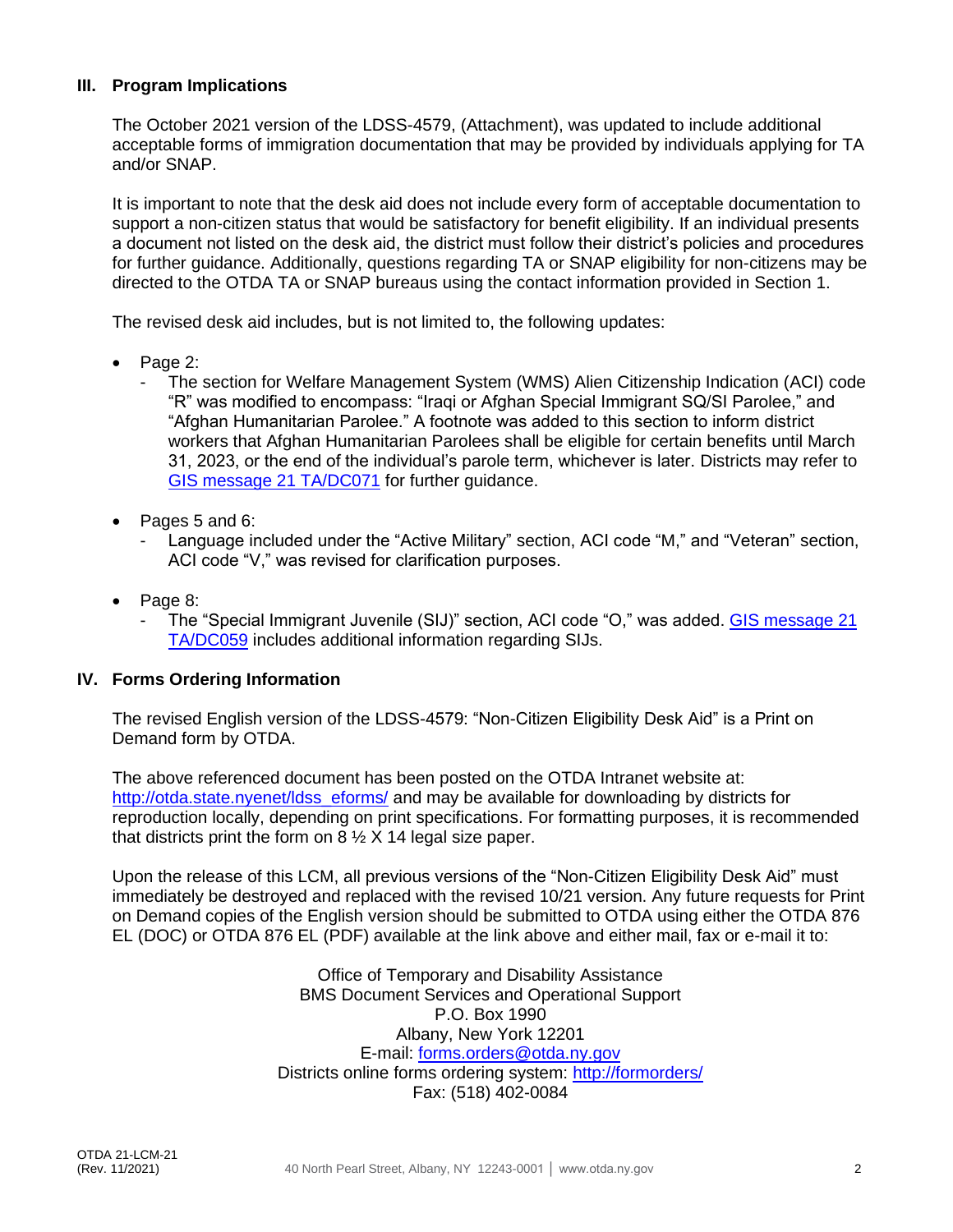## III. Program Implications

The October 2021 version of the LDSS-4579, (Attachment), was updated to include additional acceptable forms of immigration documentation that may be provided by individuals applying for TA and/or SNAP.

It is important to note that the desk aid does not include every form of acceptable documentation to support a non-citizen status that would be satisfactory for benefit eligibility. If an individual presents a document not listed on the desk aid, the district must follow their district's policies and procedures for further guidance. Additionally, questions regarding TA or SNAP eligibility for non-citizens may be directed to the OTDA TA or SNAP bureaus using the contact information provided in Section 1.

The revised desk aid includes, but is not limited to, the following updates:

- Page 2:
  - The section for Welfare Management System (WMS) Alien Citizenship Indication (ACI) code "R" was modified to encompass: "Iraqi or Afghan Special Immigrant SQ/SI Parolee," and "Afghan Humanitarian Parolee." A footnote was added to this section to inform district workers that Afghan Humanitarian Parolees shall be eligible for certain benefits until March 31, 2023, or the end of the individual's parole term, whichever is later. Districts may refer to GIS message 21 TA/DC071 for further guidance.
- Pages 5 and 6:
  - Language included under the "Active Military" section, ACI code "M," and "Veteran" section, ACI code "V," was revised for clarification purposes.
- Page 8:
  - The "Special Immigrant Juvenile (SIJ)" section, ACI code "O," was added. GIS message 21 TA/DC059 includes additional information regarding SIJs.

## IV. Forms Ordering Information

The revised English version of the LDSS-4579: "Non-Citizen Eligibility Desk Aid" is a Print on Demand form by OTDA.

The above referenced document has been posted on the OTDA Intranet website at: http://otda.state.nyenet/ldss_eforms/ and may be available for downloading by districts for reproduction locally, depending on print specifications. For formatting purposes, it is recommended that districts print the form on 8 ½ X 14 legal size paper.

Upon the release of this LCM, all previous versions of the "Non-Citizen Eligibility Desk Aid" must immediately be destroyed and replaced with the revised 10/21 version. Any future requests for Print on Demand copies of the English version should be submitted to OTDA using either the OTDA 876 EL (DOC) or OTDA 876 EL (PDF) available at the link above and either mail, fax or e-mail it to:

Office of Temporary and Disability Assistance
BMS Document Services and Operational Support
P.O. Box 1990
Albany, New York 12201
E-mail: forms.orders@otda.ny.gov
Districts online forms ordering system: http://formorders/
Fax: (518) 402-0084

OTDA 21-LCM-21
(Rev. 11/2021)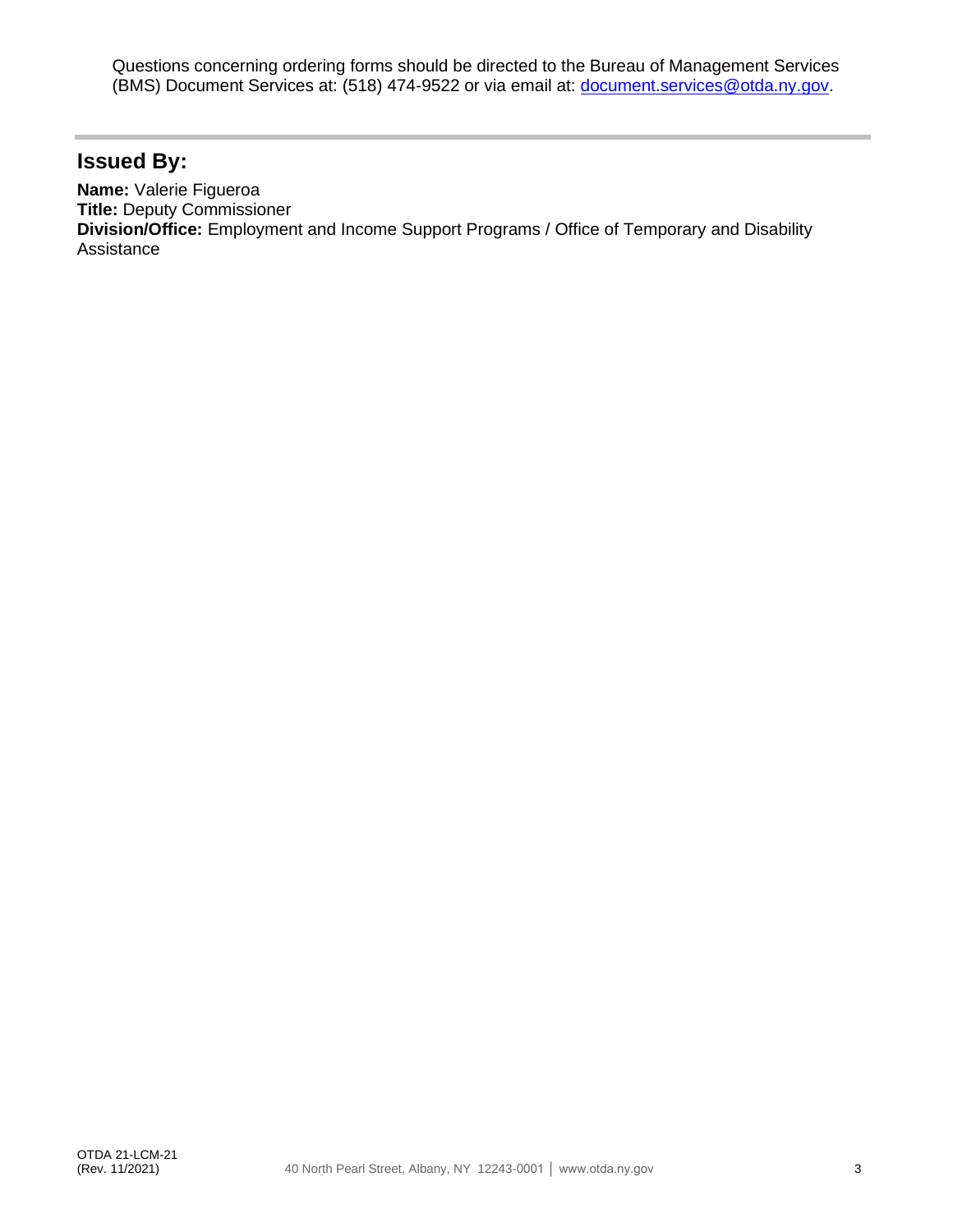Questions concerning ordering forms should be directed to the Bureau of Management Services (BMS) Document Services at: (518) 474-9522 or via email at: document.services@otda.ny.gov.

---

## Issued By:

**Name:** Valerie Figueroa
**Title:** Deputy Commissioner
**Division/Office:** Employment and Income Support Programs / Office of Temporary and Disability Assistance